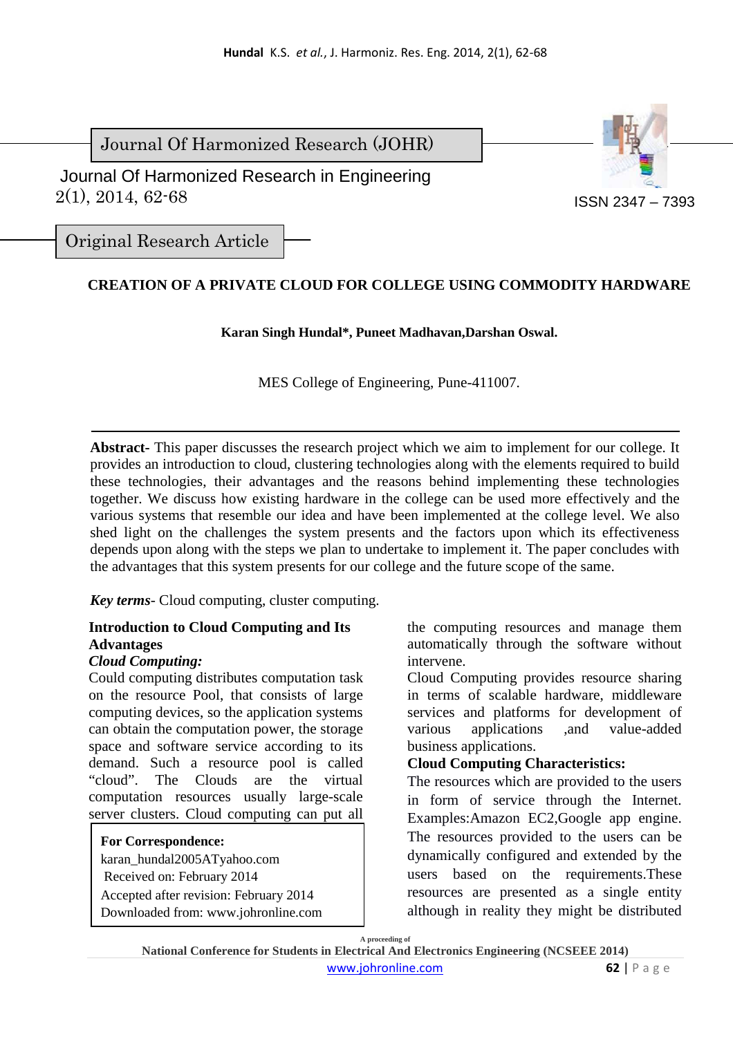Journal Of Harmonized Research (JOHR)

Journal Of Harmonized Research in Engineering
2(1), 2014, 62-68

ISSN 2347 – 7393

Original Research Article

# CREATION OF A PRIVATE CLOUD FOR COLLEGE USING COMMODITY HARDWARE

**Karan Singh Hundal\*, Puneet Madhavan,Darshan Oswal.**

MES College of Engineering, Pune-411007.

---

**Abstract-** This paper discusses the research project which we aim to implement for our college. It provides an introduction to cloud, clustering technologies along with the elements required to build these technologies, their advantages and the reasons behind implementing these technologies together. We discuss how existing hardware in the college can be used more effectively and the various systems that resemble our idea and have been implemented at the college level. We also shed light on the challenges the system presents and the factors upon which its effectiveness depends upon along with the steps we plan to undertake to implement it. The paper concludes with the advantages that this system presents for our college and the future scope of the same.

***Key terms***- Cloud computing, cluster computing.

## Introduction to Cloud Computing and Its Advantages

***Cloud Computing:***

Could computing distributes computation task on the resource Pool, that consists of large computing devices, so the application systems can obtain the computation power, the storage space and software service according to its demand. Such a resource pool is called "cloud". The Clouds are the virtual computation resources usually large-scale server clusters. Cloud computing can put all the computing resources and manage them automatically through the software without intervene.

Cloud Computing provides resource sharing in terms of scalable hardware, middleware services and platforms for development of various applications ,and value-added business applications.

**Cloud Computing Characteristics:**

The resources which are provided to the users in form of service through the Internet. Examples:Amazon EC2,Google app engine. The resources provided to the users can be dynamically configured and extended by the users based on the requirements.These resources are presented as a single entity although in reality they might be distributed

**For Correspondence:**
karan_hundal2005ATyahoo.com
Received on: February 2014
Accepted after revision: February 2014
Downloaded from: www.johronline.com

A proceeding of
National Conference for Students in Electrical And Electronics Engineering (NCSEEE 2014)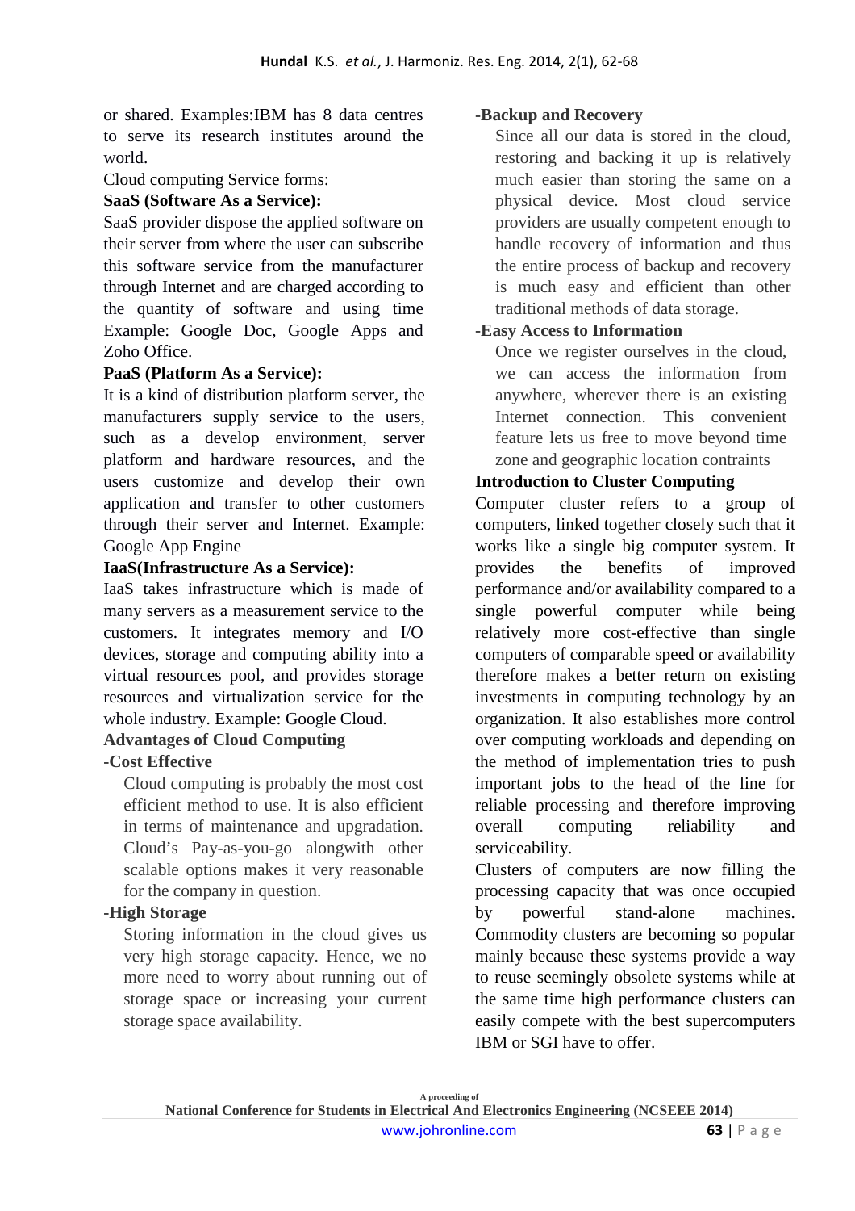or shared. Examples:IBM has 8 data centres to serve its research institutes around the world.

Cloud computing Service forms:

**SaaS (Software As a Service):**

SaaS provider dispose the applied software on their server from where the user can subscribe this software service from the manufacturer through Internet and are charged according to the quantity of software and using time Example: Google Doc, Google Apps and Zoho Office.

**PaaS (Platform As a Service):**

It is a kind of distribution platform server, the manufacturers supply service to the users, such as a develop environment, server platform and hardware resources, and the users customize and develop their own application and transfer to other customers through their server and Internet. Example: Google App Engine

**IaaS(Infrastructure As a Service):**

IaaS takes infrastructure which is made of many servers as a measurement service to the customers. It integrates memory and I/O devices, storage and computing ability into a virtual resources pool, and provides storage resources and virtualization service for the whole industry. Example: Google Cloud.

**Advantages of Cloud Computing**

**-Cost Effective**

Cloud computing is probably the most cost efficient method to use. It is also efficient in terms of maintenance and upgradation. Cloud's Pay-as-you-go alongwith other scalable options makes it very reasonable for the company in question.

**-High Storage**

Storing information in the cloud gives us very high storage capacity. Hence, we no more need to worry about running out of storage space or increasing your current storage space availability.

**-Backup and Recovery**

Since all our data is stored in the cloud, restoring and backing it up is relatively much easier than storing the same on a physical device. Most cloud service providers are usually competent enough to handle recovery of information and thus the entire process of backup and recovery is much easy and efficient than other traditional methods of data storage.

**-Easy Access to Information**

Once we register ourselves in the cloud, we can access the information from anywhere, wherever there is an existing Internet connection. This convenient feature lets us free to move beyond time zone and geographic location contraints

**Introduction to Cluster Computing**

Computer cluster refers to a group of computers, linked together closely such that it works like a single big computer system. It provides the benefits of improved performance and/or availability compared to a single powerful computer while being relatively more cost-effective than single computers of comparable speed or availability therefore makes a better return on existing investments in computing technology by an organization. It also establishes more control over computing workloads and depending on the method of implementation tries to push important jobs to the head of the line for reliable processing and therefore improving overall computing reliability and serviceability.

Clusters of computers are now filling the processing capacity that was once occupied by powerful stand-alone machines. Commodity clusters are becoming so popular mainly because these systems provide a way to reuse seemingly obsolete systems while at the same time high performance clusters can easily compete with the best supercomputers IBM or SGI have to offer.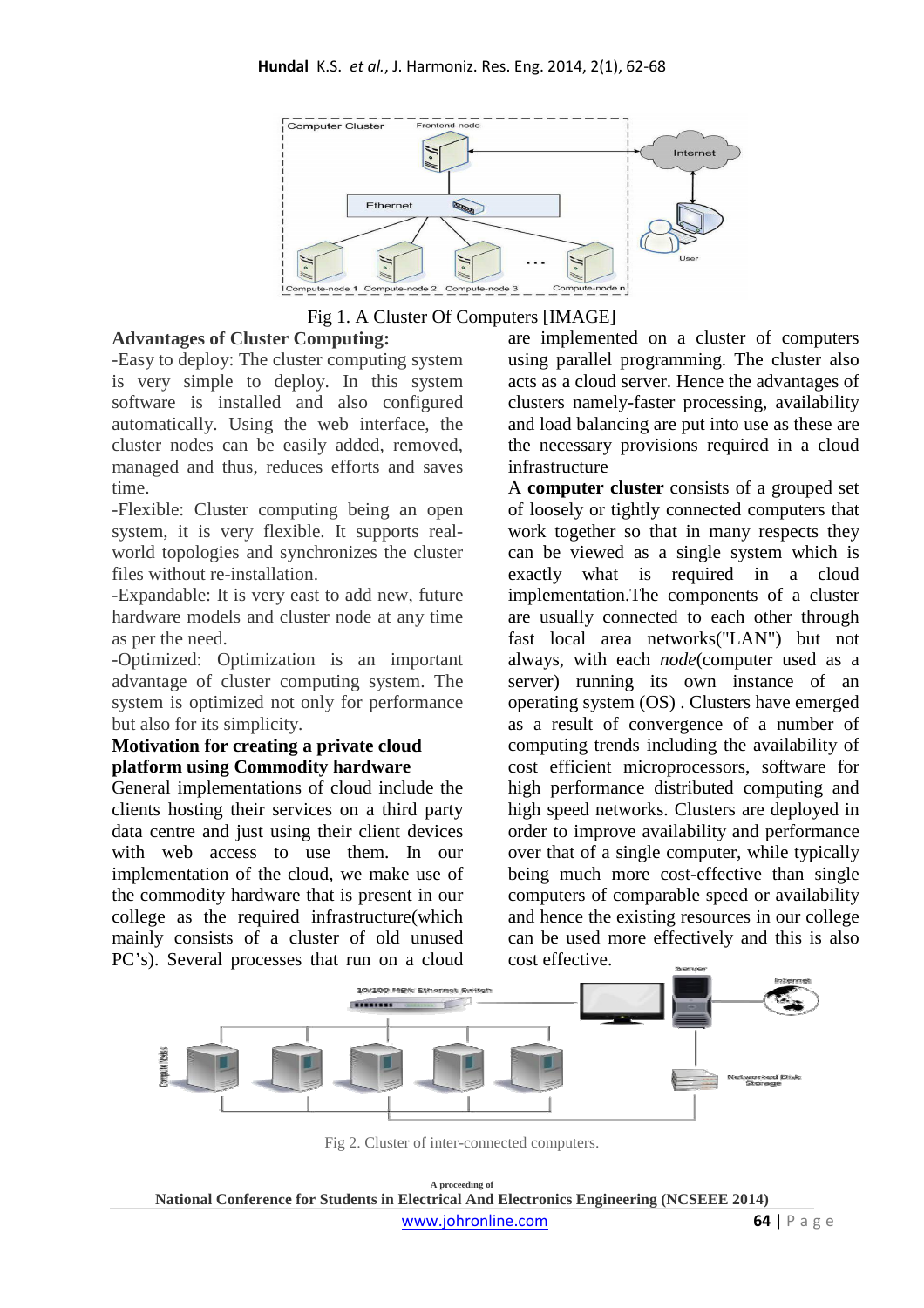Fig 1. A Cluster Of Computers [IMAGE]

**Advantages of Cluster Computing:**

-Easy to deploy: The cluster computing system is very simple to deploy. In this system software is installed and also configured automatically. Using the web interface, the cluster nodes can be easily added, removed, managed and thus, reduces efforts and saves time.

-Flexible: Cluster computing being an open system, it is very flexible. It supports real-world topologies and synchronizes the cluster files without re-installation.

-Expandable: It is very east to add new, future hardware models and cluster node at any time as per the need.

-Optimized: Optimization is an important advantage of cluster computing system. The system is optimized not only for performance but also for its simplicity.

**Motivation for creating a private cloud platform using Commodity hardware**

General implementations of cloud include the clients hosting their services on a third party data centre and just using their client devices with web access to use them. In our implementation of the cloud, we make use of the commodity hardware that is present in our college as the required infrastructure(which mainly consists of a cluster of old unused PC's). Several processes that run on a cloud are implemented on a cluster of computers using parallel programming. The cluster also acts as a cloud server. Hence the advantages of clusters namely-faster processing, availability and load balancing are put into use as these are the necessary provisions required in a cloud infrastructure

A **computer cluster** consists of a grouped set of loosely or tightly connected computers that work together so that in many respects they can be viewed as a single system which is exactly what is required in a cloud implementation.The components of a cluster are usually connected to each other through fast local area networks("LAN") but not always, with each *node*(computer used as a server) running its own instance of an operating system (OS) . Clusters have emerged as a result of convergence of a number of computing trends including the availability of cost efficient microprocessors, software for high performance distributed computing and high speed networks. Clusters are deployed in order to improve availability and performance over that of a single computer, while typically being much more cost-effective than single computers of comparable speed or availability and hence the existing resources in our college can be used more effectively and this is also cost effective.

Fig 2. Cluster of inter-connected computers.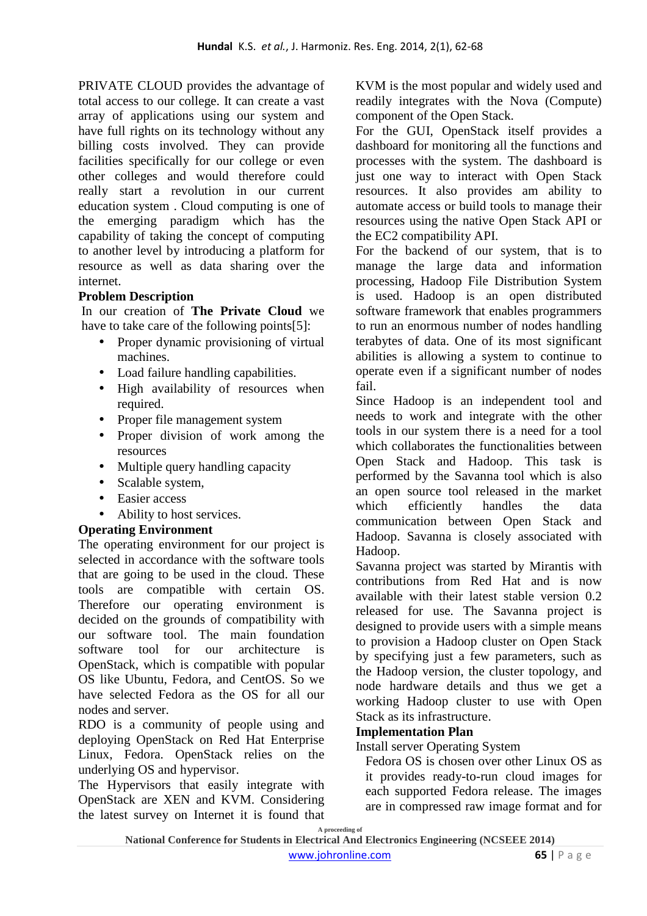PRIVATE CLOUD provides the advantage of total access to our college. It can create a vast array of applications using our system and have full rights on its technology without any billing costs involved. They can provide facilities specifically for our college or even other colleges and would therefore could really start a revolution in our current education system . Cloud computing is one of the emerging paradigm which has the capability of taking the concept of computing to another level by introducing a platform for resource as well as data sharing over the internet.

**Problem Description**

In our creation of **The Private Cloud** we have to take care of the following points[5]:

- Proper dynamic provisioning of virtual machines.
- Load failure handling capabilities.
- High availability of resources when required.
- Proper file management system
- Proper division of work among the resources
- Multiple query handling capacity
- Scalable system,
- Easier access
- Ability to host services.

**Operating Environment**

The operating environment for our project is selected in accordance with the software tools that are going to be used in the cloud. These tools are compatible with certain OS. Therefore our operating environment is decided on the grounds of compatibility with our software tool. The main foundation software tool for our architecture is OpenStack, which is compatible with popular OS like Ubuntu, Fedora, and CentOS. So we have selected Fedora as the OS for all our nodes and server.

RDO is a community of people using and deploying OpenStack on Red Hat Enterprise Linux, Fedora. OpenStack relies on the underlying OS and hypervisor.

The Hypervisors that easily integrate with OpenStack are XEN and KVM. Considering the latest survey on Internet it is found that KVM is the most popular and widely used and readily integrates with the Nova (Compute) component of the Open Stack.

For the GUI, OpenStack itself provides a dashboard for monitoring all the functions and processes with the system. The dashboard is just one way to interact with Open Stack resources. It also provides am ability to automate access or build tools to manage their resources using the native Open Stack API or the EC2 compatibility API.

For the backend of our system, that is to manage the large data and information processing, Hadoop File Distribution System is used. Hadoop is an open distributed software framework that enables programmers to run an enormous number of nodes handling terabytes of data. One of its most significant abilities is allowing a system to continue to operate even if a significant number of nodes fail.

Since Hadoop is an independent tool and needs to work and integrate with the other tools in our system there is a need for a tool which collaborates the functionalities between Open Stack and Hadoop. This task is performed by the Savanna tool which is also an open source tool released in the market which efficiently handles the data communication between Open Stack and Hadoop. Savanna is closely associated with Hadoop.

Savanna project was started by Mirantis with contributions from Red Hat and is now available with their latest stable version 0.2 released for use. The Savanna project is designed to provide users with a simple means to provision a Hadoop cluster on Open Stack by specifying just a few parameters, such as the Hadoop version, the cluster topology, and node hardware details and thus we get a working Hadoop cluster to use with Open Stack as its infrastructure.

**Implementation Plan**

Install server Operating System

Fedora OS is chosen over other Linux OS as it provides ready-to-run cloud images for each supported Fedora release. The images are in compressed raw image format and for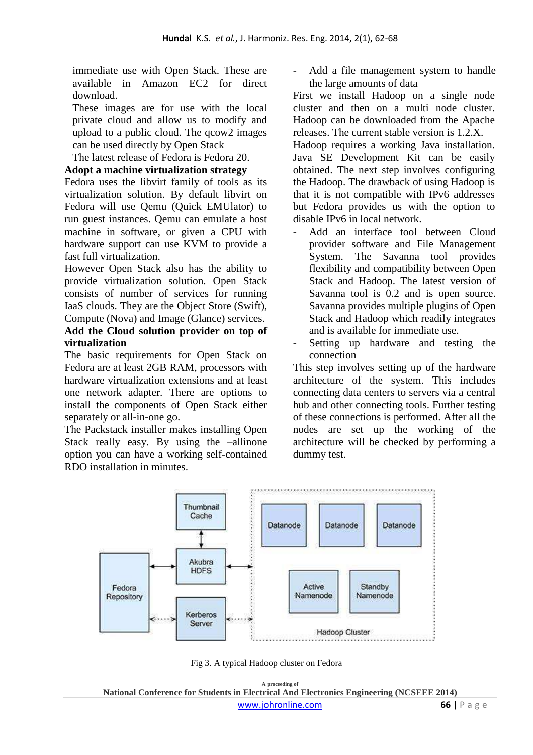immediate use with Open Stack. These are available in Amazon EC2 for direct download.

These images are for use with the local private cloud and allow us to modify and upload to a public cloud. The qcow2 images can be used directly by Open Stack

The latest release of Fedora is Fedora 20.

**Adopt a machine virtualization strategy**

Fedora uses the libvirt family of tools as its virtualization solution. By default libvirt on Fedora will use Qemu (Quick EMUlator) to run guest instances. Qemu can emulate a host machine in software, or given a CPU with hardware support can use KVM to provide a fast full virtualization.

However Open Stack also has the ability to provide virtualization solution. Open Stack consists of number of services for running IaaS clouds. They are the Object Store (Swift), Compute (Nova) and Image (Glance) services.

**Add the Cloud solution provider on top of virtualization**

The basic requirements for Open Stack on Fedora are at least 2GB RAM, processors with hardware virtualization extensions and at least one network adapter. There are options to install the components of Open Stack either separately or all-in-one go.

The Packstack installer makes installing Open Stack really easy. By using the –allinone option you can have a working self-contained RDO installation in minutes.

- Add a file management system to handle the large amounts of data

First we install Hadoop on a single node cluster and then on a multi node cluster. Hadoop can be downloaded from the Apache releases. The current stable version is 1.2.X.

Hadoop requires a working Java installation. Java SE Development Kit can be easily obtained. The next step involves configuring the Hadoop. The drawback of using Hadoop is that it is not compatible with IPv6 addresses but Fedora provides us with the option to disable IPv6 in local network.

- Add an interface tool between Cloud provider software and File Management System. The Savanna tool provides flexibility and compatibility between Open Stack and Hadoop. The latest version of Savanna tool is 0.2 and is open source. Savanna provides multiple plugins of Open Stack and Hadoop which readily integrates and is available for immediate use.
- Setting up hardware and testing the connection

This step involves setting up of the hardware architecture of the system. This includes connecting data centers to servers via a central hub and other connecting tools. Further testing of these connections is performed. After all the nodes are set up the working of the architecture will be checked by performing a dummy test.

Fig 3. A typical Hadoop cluster on Fedora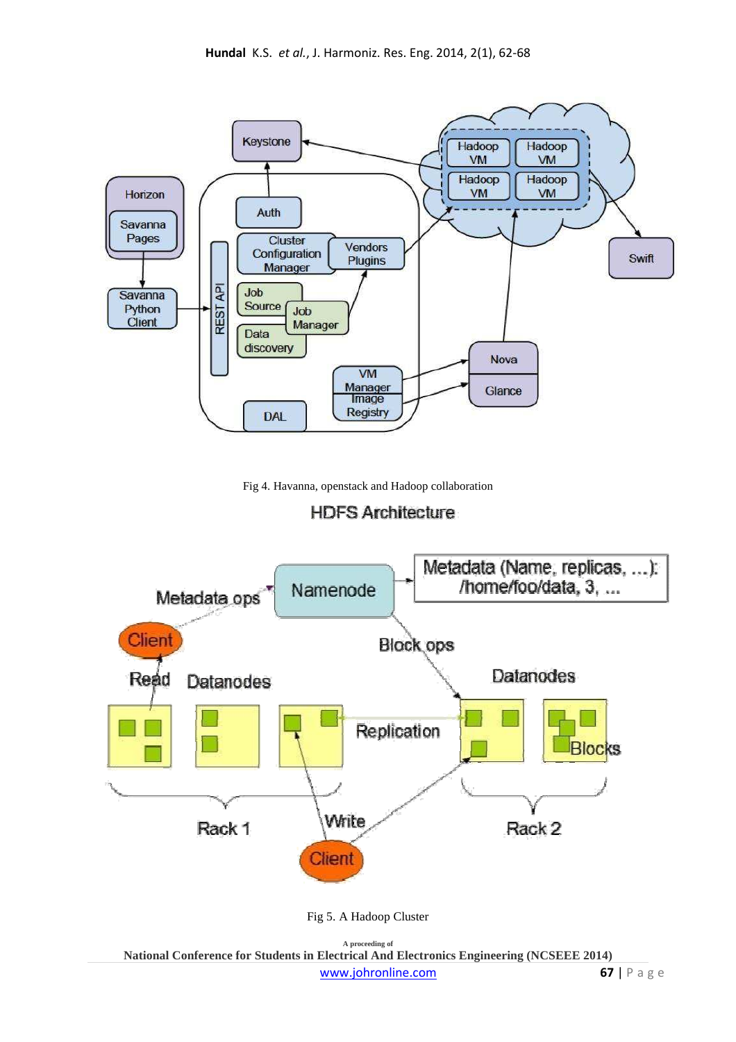Fig 4. Havanna, openstack and Hadoop collaboration

Fig 5. A Hadoop Cluster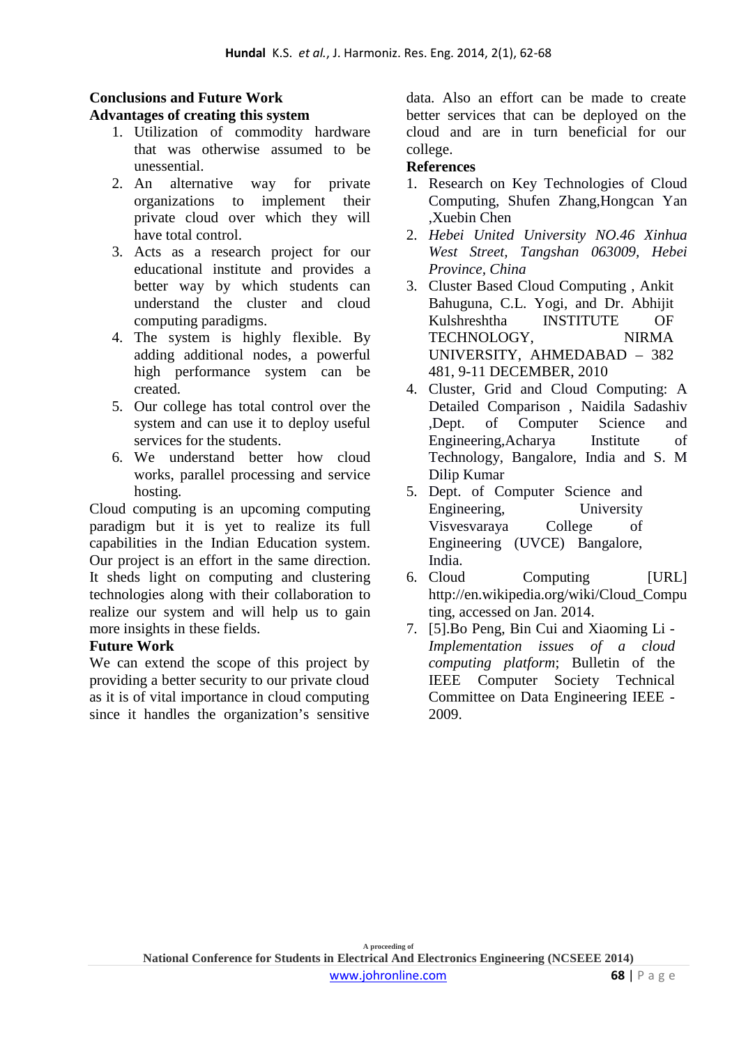## Conclusions and Future Work

### Advantages of creating this system

1. Utilization of commodity hardware that was otherwise assumed to be unessential.
2. An alternative way for private organizations to implement their private cloud over which they will have total control.
3. Acts as a research project for our educational institute and provides a better way by which students can understand the cluster and cloud computing paradigms.
4. The system is highly flexible. By adding additional nodes, a powerful high performance system can be created.
5. Our college has total control over the system and can use it to deploy useful services for the students.
6. We understand better how cloud works, parallel processing and service hosting.

Cloud computing is an upcoming computing paradigm but it is yet to realize its full capabilities in the Indian Education system. Our project is an effort in the same direction. It sheds light on computing and clustering technologies along with their collaboration to realize our system and will help us to gain more insights in these fields.

### Future Work

We can extend the scope of this project by providing a better security to our private cloud as it is of vital importance in cloud computing since it handles the organization's sensitive data. Also an effort can be made to create better services that can be deployed on the cloud and are in turn beneficial for our college.

### References

1. Research on Key Technologies of Cloud Computing, Shufen Zhang,Hongcan Yan ,Xuebin Chen
2. *Hebei United University NO.46 Xinhua West Street, Tangshan 063009, Hebei Province, China*
3. Cluster Based Cloud Computing , Ankit Bahuguna, C.L. Yogi, and Dr. Abhijit Kulshreshtha INSTITUTE OF TECHNOLOGY, NIRMA UNIVERSITY, AHMEDABAD – 382 481, 9-11 DECEMBER, 2010
4. Cluster, Grid and Cloud Computing: A Detailed Comparison , Naidila Sadashiv ,Dept. of Computer Science and Engineering,Acharya Institute of Technology, Bangalore, India and S. M Dilip Kumar
5. Dept. of Computer Science and Engineering, University Visvesvaraya College of Engineering (UVCE) Bangalore, India.
6. Cloud Computing [URL] http://en.wikipedia.org/wiki/Cloud_Computing, accessed on Jan. 2014.
7. [5].Bo Peng, Bin Cui and Xiaoming Li - *Implementation issues of a cloud computing platform*; Bulletin of the IEEE Computer Society Technical Committee on Data Engineering IEEE - 2009.